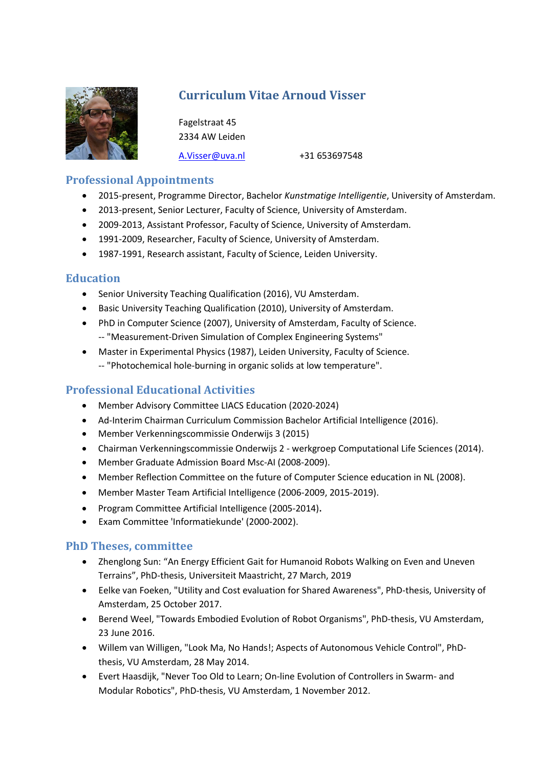# Curriculum Vitae Arnoud Visser

Fagelstraat 45
2334 AW Leiden

A.Visser@uva.nl +31 653697548

## Professional Appointments

- 2015-present, Programme Director, Bachelor *Kunstmatige Intelligentie*, University of Amsterdam.
- 2013-present, Senior Lecturer, Faculty of Science, University of Amsterdam.
- 2009-2013, Assistant Professor, Faculty of Science, University of Amsterdam.
- 1991-2009, Researcher, Faculty of Science, University of Amsterdam.
- 1987-1991, Research assistant, Faculty of Science, Leiden University.

## Education

- Senior University Teaching Qualification (2016), VU Amsterdam.
- Basic University Teaching Qualification (2010), University of Amsterdam.
- PhD in Computer Science (2007), University of Amsterdam, Faculty of Science.
  -- "Measurement-Driven Simulation of Complex Engineering Systems"
- Master in Experimental Physics (1987), Leiden University, Faculty of Science.
  -- "Photochemical hole-burning in organic solids at low temperature".

## Professional Educational Activities

- Member Advisory Committee LIACS Education (2020-2024)
- Ad-Interim Chairman Curriculum Commission Bachelor Artificial Intelligence (2016).
- Member Verkenningscommissie Onderwijs 3 (2015)
- Chairman Verkenningscommissie Onderwijs 2 - werkgroep Computational Life Sciences (2014).
- Member Graduate Admission Board Msc-AI (2008-2009).
- Member Reflection Committee on the future of Computer Science education in NL (2008).
- Member Master Team Artificial Intelligence (2006-2009, 2015-2019).
- Program Committee Artificial Intelligence (2005-2014).
- Exam Committee 'Informatiekunde' (2000-2002).

## PhD Theses, committee

- Zhenglong Sun: "An Energy Efficient Gait for Humanoid Robots Walking on Even and Uneven Terrains", PhD-thesis, Universiteit Maastricht, 27 March, 2019
- Eelke van Foeken, "Utility and Cost evaluation for Shared Awareness", PhD-thesis, University of Amsterdam, 25 October 2017.
- Berend Weel, "Towards Embodied Evolution of Robot Organisms", PhD-thesis, VU Amsterdam, 23 June 2016.
- Willem van Willigen, "Look Ma, No Hands!; Aspects of Autonomous Vehicle Control", PhD-thesis, VU Amsterdam, 28 May 2014.
- Evert Haasdijk, "Never Too Old to Learn; On-line Evolution of Controllers in Swarm- and Modular Robotics", PhD-thesis, VU Amsterdam, 1 November 2012.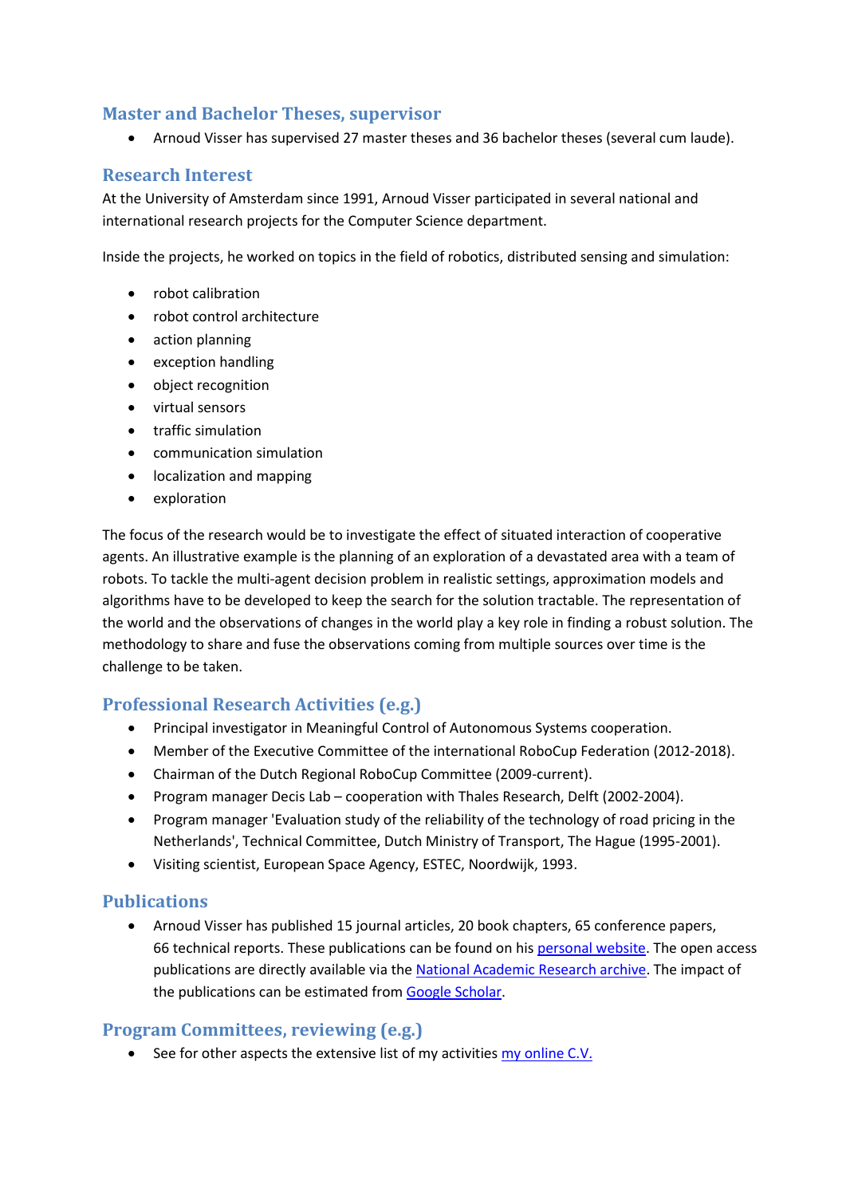## Master and Bachelor Theses, supervisor

- Arnoud Visser has supervised 27 master theses and 36 bachelor theses (several cum laude).

## Research Interest

At the University of Amsterdam since 1991, Arnoud Visser participated in several national and international research projects for the Computer Science department.

Inside the projects, he worked on topics in the field of robotics, distributed sensing and simulation:

- robot calibration
- robot control architecture
- action planning
- exception handling
- object recognition
- virtual sensors
- traffic simulation
- communication simulation
- localization and mapping
- exploration

The focus of the research would be to investigate the effect of situated interaction of cooperative agents. An illustrative example is the planning of an exploration of a devastated area with a team of robots. To tackle the multi-agent decision problem in realistic settings, approximation models and algorithms have to be developed to keep the search for the solution tractable. The representation of the world and the observations of changes in the world play a key role in finding a robust solution. The methodology to share and fuse the observations coming from multiple sources over time is the challenge to be taken.

## Professional Research Activities (e.g.)

- Principal investigator in Meaningful Control of Autonomous Systems cooperation.
- Member of the Executive Committee of the international RoboCup Federation (2012-2018).
- Chairman of the Dutch Regional RoboCup Committee (2009-current).
- Program manager Decis Lab – cooperation with Thales Research, Delft (2002-2004).
- Program manager 'Evaluation study of the reliability of the technology of road pricing in the Netherlands', Technical Committee, Dutch Ministry of Transport, The Hague (1995-2001).
- Visiting scientist, European Space Agency, ESTEC, Noordwijk, 1993.

## Publications

- Arnoud Visser has published 15 journal articles, 20 book chapters, 65 conference papers, 66 technical reports. These publications can be found on his personal website. The open access publications are directly available via the National Academic Research archive. The impact of the publications can be estimated from Google Scholar.

## Program Committees, reviewing (e.g.)

- See for other aspects the extensive list of my activities my online C.V.